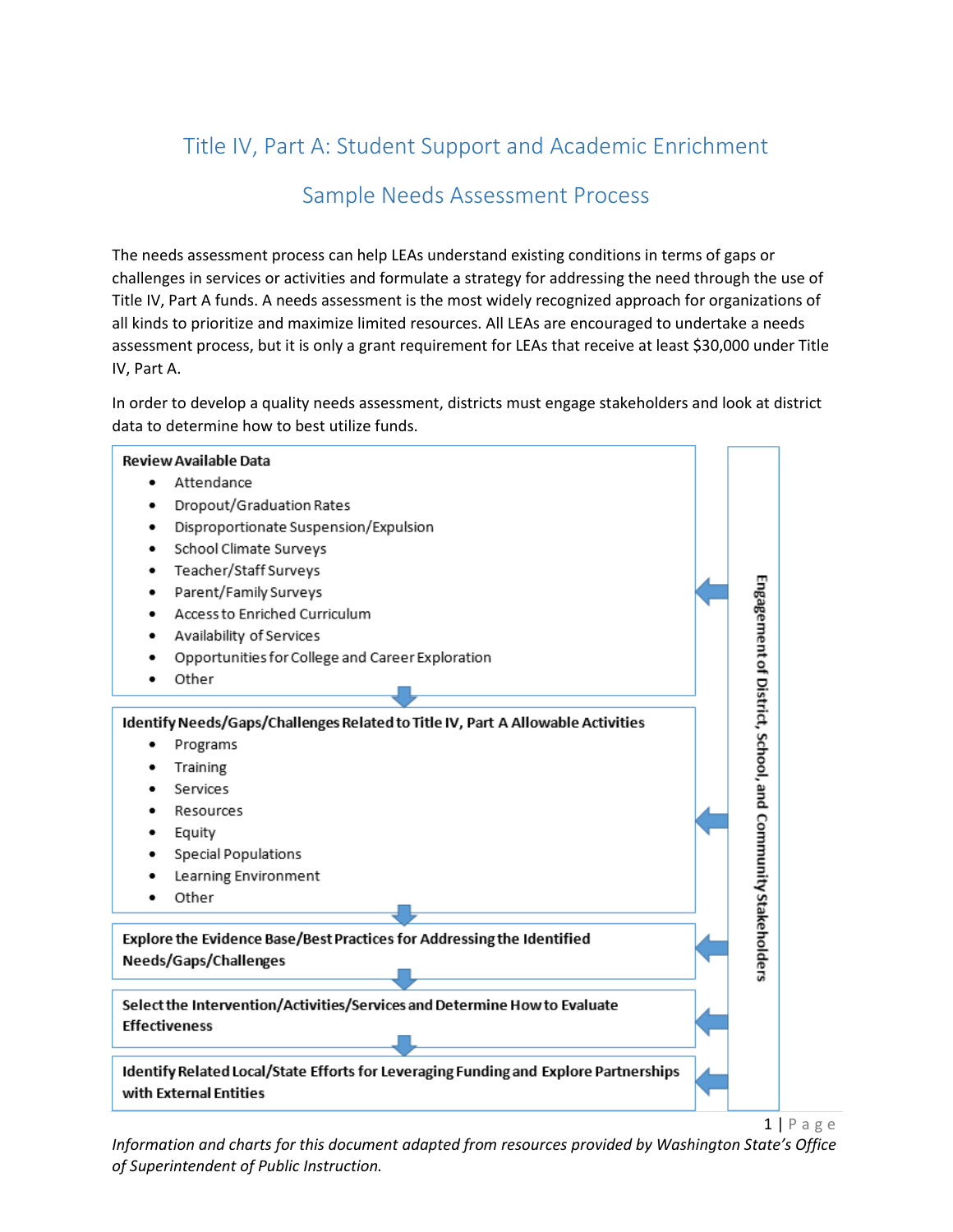# Title IV, Part A: Student Support and Academic Enrichment

## Sample Needs Assessment Process

The needs assessment process can help LEAs understand existing conditions in terms of gaps or challenges in services or activities and formulate a strategy for addressing the need through the use of Title IV, Part A funds. A needs assessment is the most widely recognized approach for organizations of all kinds to prioritize and maximize limited resources. All LEAs are encouraged to undertake a needs assessment process, but it is only a grant requirement for LEAs that receive at least $30,000 under Title IV, Part A.

In order to develop a quality needs assessment, districts must engage stakeholders and look at district data to determine how to best utilize funds.

**Review Available Data**

- Attendance
- Dropout/Graduation Rates
- Disproportionate Suspension/Expulsion
- School Climate Surveys
- Teacher/Staff Surveys
- Parent/Family Surveys
- Access to Enriched Curriculum
- Availability of Services
- Opportunities for College and Career Exploration
- Other

**Identify Needs/Gaps/Challenges Related to Title IV, Part A Allowable Activities**

- Programs
- Training
- Services
- Resources
- Equity
- Special Populations
- Learning Environment
- Other

**Explore the Evidence Base/Best Practices for Addressing the Identified Needs/Gaps/Challenges**

**Select the Intervention/Activities/Services and Determine How to Evaluate Effectiveness**

**Identify Related Local/State Efforts for Leveraging Funding and Explore Partnerships with External Entities**

**Engagement of District, School, and Community Stakeholders**

*Information and charts for this document adapted from resources provided by Washington State's Office of Superintendent of Public Instruction.*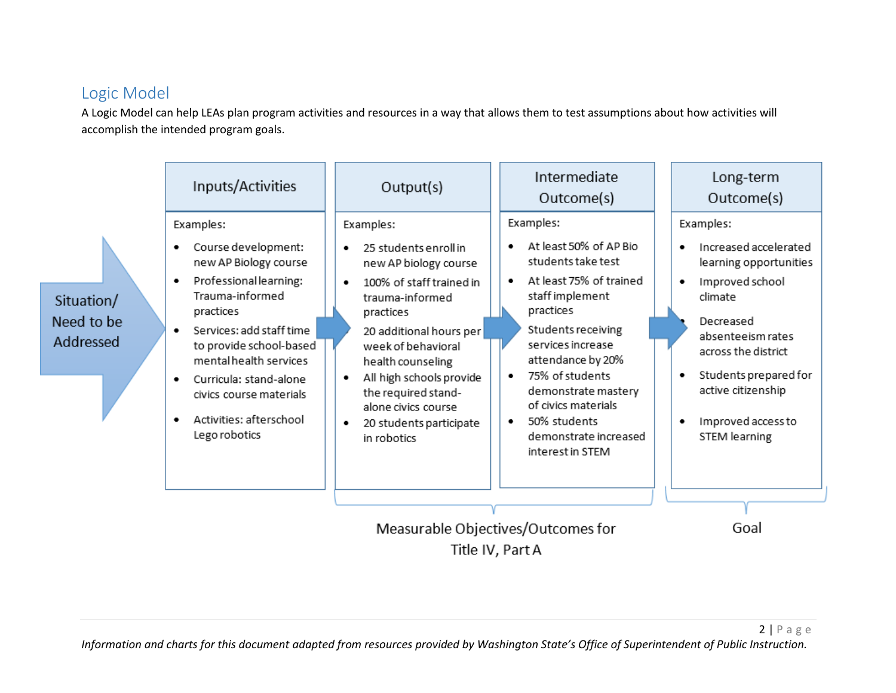## Logic Model

A Logic Model can help LEAs plan program activities and resources in a way that allows them to test assumptions about how activities will accomplish the intended program goals.

**Situation/ Need to be Addressed**

| Inputs/Activities | Output(s) | Intermediate Outcome(s) | Long-term Outcome(s) |
|---|---|---|---|
| Examples:<br>• Course development: new AP Biology course<br>• Professional learning: Trauma-informed practices<br>• Services: add staff time to provide school-based mental health services<br>• Curricula: stand-alone civics course materials<br>• Activities: afterschool Lego robotics | Examples:<br>• 25 students enroll in new AP biology course<br>• 100% of staff trained in trauma-informed practices<br>• 20 additional hours per week of behavioral health counseling<br>• All high schools provide the required stand-alone civics course<br>• 20 students participate in robotics | Examples:<br>• At least 50% of AP Bio students take test<br>• At least 75% of trained staff implement practices<br>• Students receiving services increase attendance by 20%<br>• 75% of students demonstrate mastery of civics materials<br>• 50% students demonstrate increased interest in STEM | Examples:<br>• Increased accelerated learning opportunities<br>• Improved school climate<br>• Decreased absenteeism rates across the district<br>• Students prepared for active citizenship<br>• Improved access to STEM learning |
| | Measurable Objectives/Outcomes for Title IV, Part A | | Goal |

*Information and charts for this document adapted from resources provided by Washington State's Office of Superintendent of Public Instruction.*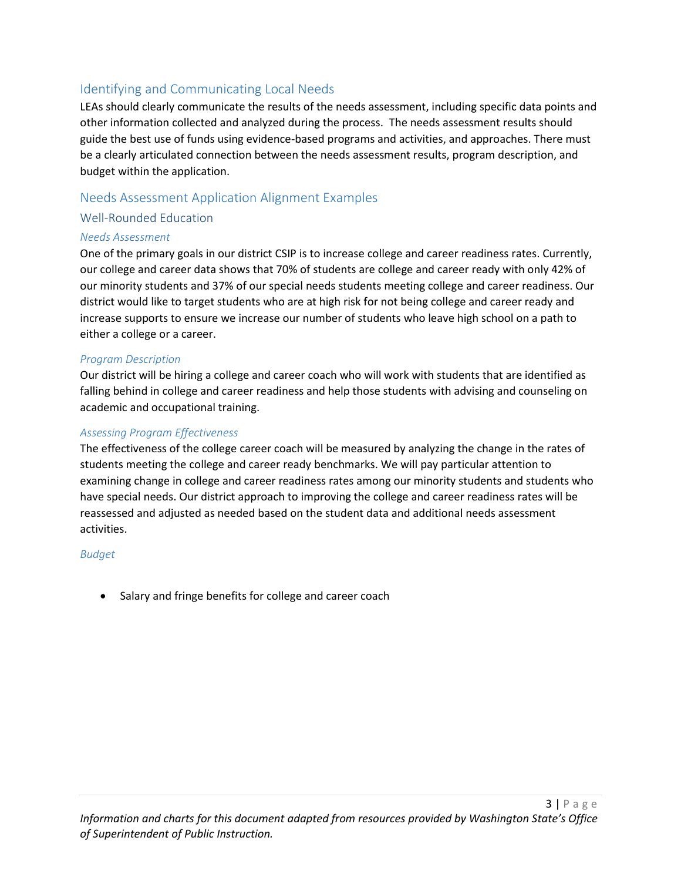## Identifying and Communicating Local Needs

LEAs should clearly communicate the results of the needs assessment, including specific data points and other information collected and analyzed during the process. The needs assessment results should guide the best use of funds using evidence-based programs and activities, and approaches. There must be a clearly articulated connection between the needs assessment results, program description, and budget within the application.

## Needs Assessment Application Alignment Examples

### Well-Rounded Education

#### *Needs Assessment*

One of the primary goals in our district CSIP is to increase college and career readiness rates. Currently, our college and career data shows that 70% of students are college and career ready with only 42% of our minority students and 37% of our special needs students meeting college and career readiness. Our district would like to target students who are at high risk for not being college and career ready and increase supports to ensure we increase our number of students who leave high school on a path to either a college or a career.

#### *Program Description*

Our district will be hiring a college and career coach who will work with students that are identified as falling behind in college and career readiness and help those students with advising and counseling on academic and occupational training.

#### *Assessing Program Effectiveness*

The effectiveness of the college career coach will be measured by analyzing the change in the rates of students meeting the college and career ready benchmarks. We will pay particular attention to examining change in college and career readiness rates among our minority students and students who have special needs. Our district approach to improving the college and career readiness rates will be reassessed and adjusted as needed based on the student data and additional needs assessment activities.

#### *Budget*

- Salary and fringe benefits for college and career coach

*Information and charts for this document adapted from resources provided by Washington State's Office of Superintendent of Public Instruction.*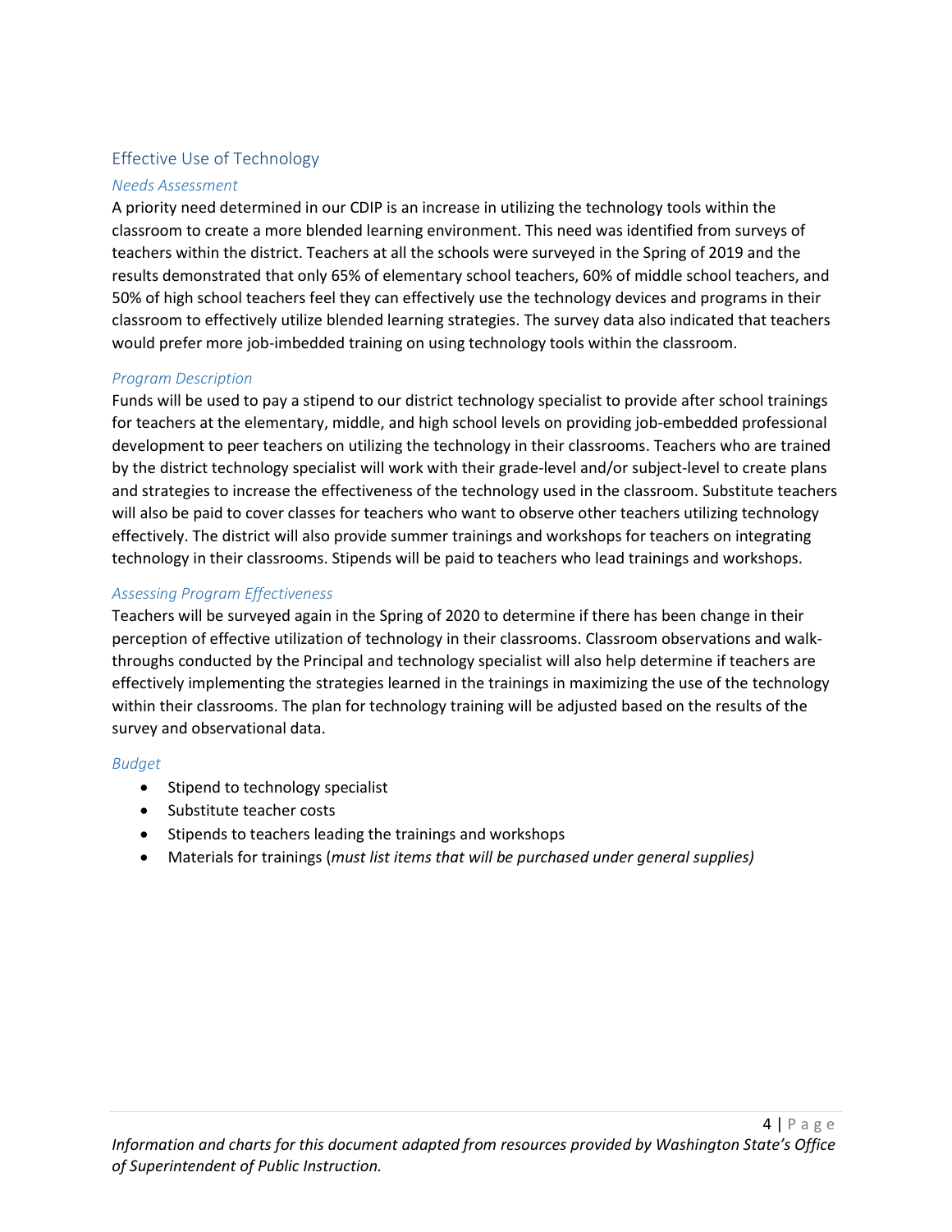## Effective Use of Technology

### *Needs Assessment*

A priority need determined in our CDIP is an increase in utilizing the technology tools within the classroom to create a more blended learning environment. This need was identified from surveys of teachers within the district. Teachers at all the schools were surveyed in the Spring of 2019 and the results demonstrated that only 65% of elementary school teachers, 60% of middle school teachers, and 50% of high school teachers feel they can effectively use the technology devices and programs in their classroom to effectively utilize blended learning strategies. The survey data also indicated that teachers would prefer more job-imbedded training on using technology tools within the classroom.

### *Program Description*

Funds will be used to pay a stipend to our district technology specialist to provide after school trainings for teachers at the elementary, middle, and high school levels on providing job-embedded professional development to peer teachers on utilizing the technology in their classrooms. Teachers who are trained by the district technology specialist will work with their grade-level and/or subject-level to create plans and strategies to increase the effectiveness of the technology used in the classroom. Substitute teachers will also be paid to cover classes for teachers who want to observe other teachers utilizing technology effectively. The district will also provide summer trainings and workshops for teachers on integrating technology in their classrooms. Stipends will be paid to teachers who lead trainings and workshops.

### *Assessing Program Effectiveness*

Teachers will be surveyed again in the Spring of 2020 to determine if there has been change in their perception of effective utilization of technology in their classrooms. Classroom observations and walk-throughs conducted by the Principal and technology specialist will also help determine if teachers are effectively implementing the strategies learned in the trainings in maximizing the use of the technology within their classrooms. The plan for technology training will be adjusted based on the results of the survey and observational data.

### *Budget*

- Stipend to technology specialist
- Substitute teacher costs
- Stipends to teachers leading the trainings and workshops
- Materials for trainings (*must list items that will be purchased under general supplies)*

*Information and charts for this document adapted from resources provided by Washington State's Office of Superintendent of Public Instruction.*